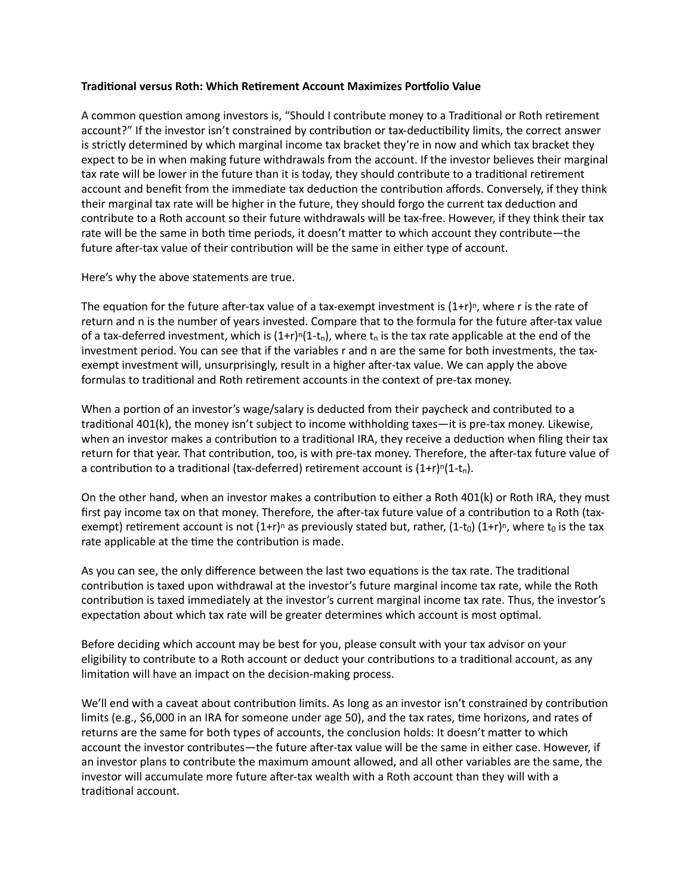**Traditional versus Roth: Which Retirement Account Maximizes Portfolio Value**

A common question among investors is, "Should I contribute money to a Traditional or Roth retirement account?" If the investor isn't constrained by contribution or tax-deductibility limits, the correct answer is strictly determined by which marginal income tax bracket they're in now and which tax bracket they expect to be in when making future withdrawals from the account. If the investor believes their marginal tax rate will be lower in the future than it is today, they should contribute to a traditional retirement account and benefit from the immediate tax deduction the contribution affords. Conversely, if they think their marginal tax rate will be higher in the future, they should forgo the current tax deduction and contribute to a Roth account so their future withdrawals will be tax-free. However, if they think their tax rate will be the same in both time periods, it doesn't matter to which account they contribute—the future after-tax value of their contribution will be the same in either type of account.

Here's why the above statements are true.

The equation for the future after-tax value of a tax-exempt investment is $(1+r)^n$, where r is the rate of return and n is the number of years invested. Compare that to the formula for the future after-tax value of a tax-deferred investment, which is $(1+r)^n(1-t_n)$, where $t_n$ is the tax rate applicable at the end of the investment period. You can see that if the variables r and n are the same for both investments, the tax-exempt investment will, unsurprisingly, result in a higher after-tax value. We can apply the above formulas to traditional and Roth retirement accounts in the context of pre-tax money.

When a portion of an investor's wage/salary is deducted from their paycheck and contributed to a traditional 401(k), the money isn't subject to income withholding taxes—it is pre-tax money. Likewise, when an investor makes a contribution to a traditional IRA, they receive a deduction when filing their tax return for that year. That contribution, too, is with pre-tax money. Therefore, the after-tax future value of a contribution to a traditional (tax-deferred) retirement account is $(1+r)^n(1-t_n)$.

On the other hand, when an investor makes a contribution to either a Roth 401(k) or Roth IRA, they must first pay income tax on that money. Therefore, the after-tax future value of a contribution to a Roth (tax-exempt) retirement account is not $(1+r)^n$ as previously stated but, rather, $(1-t_0)(1+r)^n$, where $t_0$ is the tax rate applicable at the time the contribution is made.

As you can see, the only difference between the last two equations is the tax rate. The traditional contribution is taxed upon withdrawal at the investor's future marginal income tax rate, while the Roth contribution is taxed immediately at the investor's current marginal income tax rate. Thus, the investor's expectation about which tax rate will be greater determines which account is most optimal.

Before deciding which account may be best for you, please consult with your tax advisor on your eligibility to contribute to a Roth account or deduct your contributions to a traditional account, as any limitation will have an impact on the decision-making process.

We'll end with a caveat about contribution limits. As long as an investor isn't constrained by contribution limits (e.g., $6,000 in an IRA for someone under age 50), and the tax rates, time horizons, and rates of returns are the same for both types of accounts, the conclusion holds: It doesn't matter to which account the investor contributes—the future after-tax value will be the same in either case. However, if an investor plans to contribute the maximum amount allowed, and all other variables are the same, the investor will accumulate more future after-tax wealth with a Roth account than they will with a traditional account.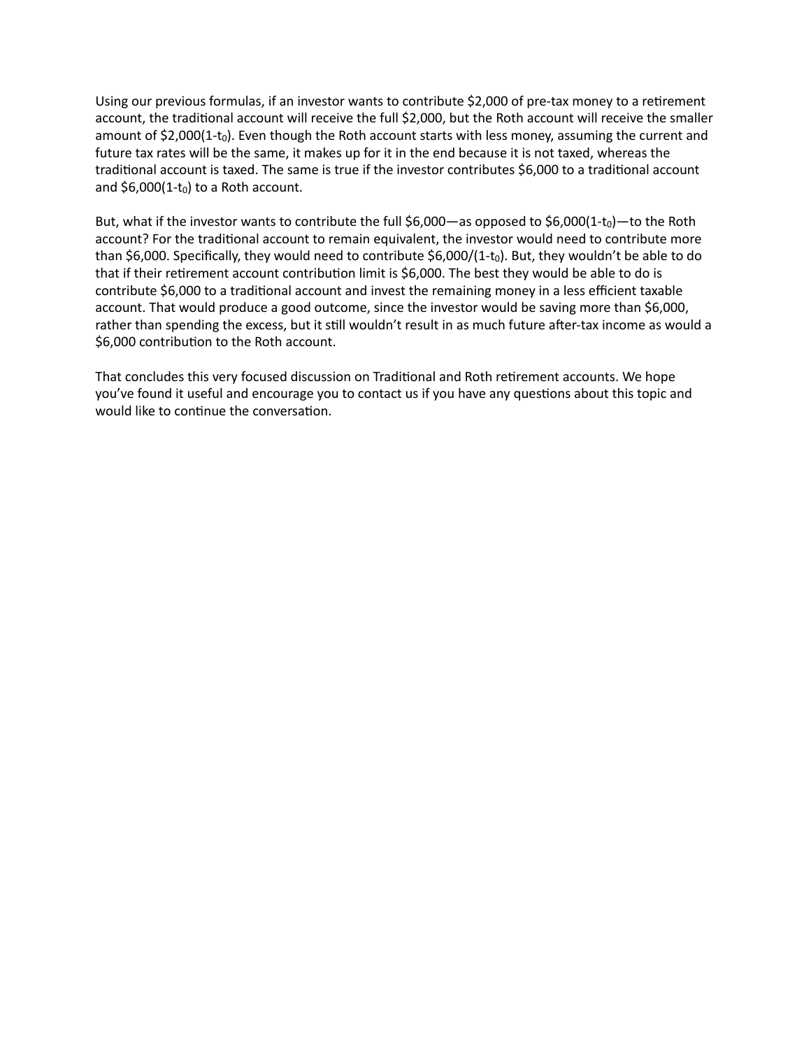Using our previous formulas, if an investor wants to contribute $2,000 of pre-tax money to a retirement account, the traditional account will receive the full $2,000, but the Roth account will receive the smaller amount of $\$2{,}000(1-t_0)$. Even though the Roth account starts with less money, assuming the current and future tax rates will be the same, it makes up for it in the end because it is not taxed, whereas the traditional account is taxed. The same is true if the investor contributes $6,000 to a traditional account and $\$6{,}000(1-t_0)$ to a Roth account.

But, what if the investor wants to contribute the full $6,000—as opposed to $\$6{,}000(1-t_0)$—to the Roth account? For the traditional account to remain equivalent, the investor would need to contribute more than $6,000. Specifically, they would need to contribute $\$6{,}000/(1-t_0)$. But, they wouldn't be able to do that if their retirement account contribution limit is $6,000. The best they would be able to do is contribute $6,000 to a traditional account and invest the remaining money in a less efficient taxable account. That would produce a good outcome, since the investor would be saving more than $6,000, rather than spending the excess, but it still wouldn't result in as much future after-tax income as would a $6,000 contribution to the Roth account.

That concludes this very focused discussion on Traditional and Roth retirement accounts. We hope you've found it useful and encourage you to contact us if you have any questions about this topic and would like to continue the conversation.